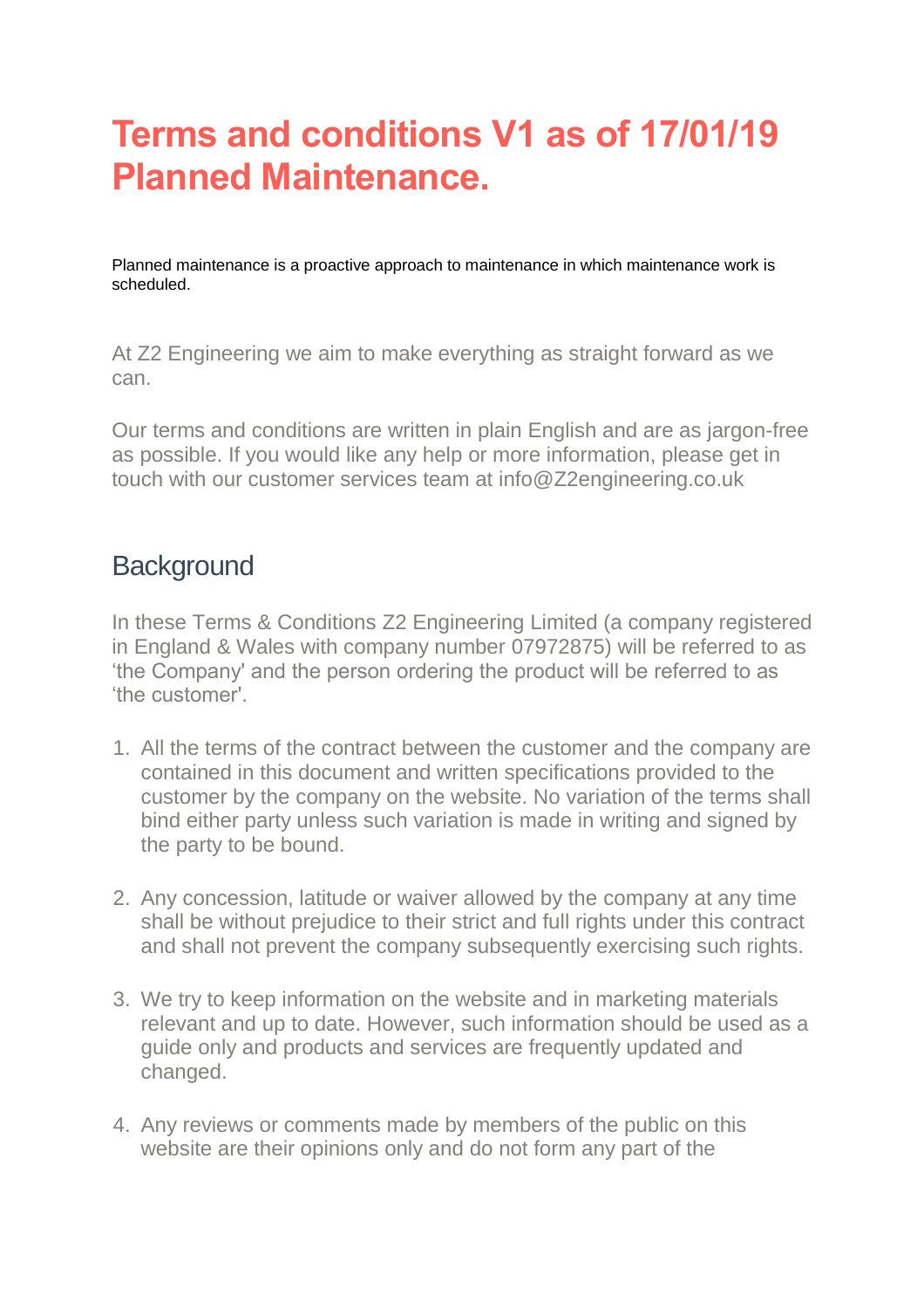# Terms and conditions V1 as of 17/01/19 Planned Maintenance.

Planned maintenance is a proactive approach to maintenance in which maintenance work is scheduled.

At Z2 Engineering we aim to make everything as straight forward as we can.

Our terms and conditions are written in plain English and are as jargon-free as possible. If you would like any help or more information, please get in touch with our customer services team at info@Z2engineering.co.uk

## Background

In these Terms & Conditions Z2 Engineering Limited (a company registered in England & Wales with company number 07972875) will be referred to as 'the Company' and the person ordering the product will be referred to as 'the customer'.

1. All the terms of the contract between the customer and the company are contained in this document and written specifications provided to the customer by the company on the website. No variation of the terms shall bind either party unless such variation is made in writing and signed by the party to be bound.

2. Any concession, latitude or waiver allowed by the company at any time shall be without prejudice to their strict and full rights under this contract and shall not prevent the company subsequently exercising such rights.

3. We try to keep information on the website and in marketing materials relevant and up to date. However, such information should be used as a guide only and products and services are frequently updated and changed.

4. Any reviews or comments made by members of the public on this website are their opinions only and do not form any part of the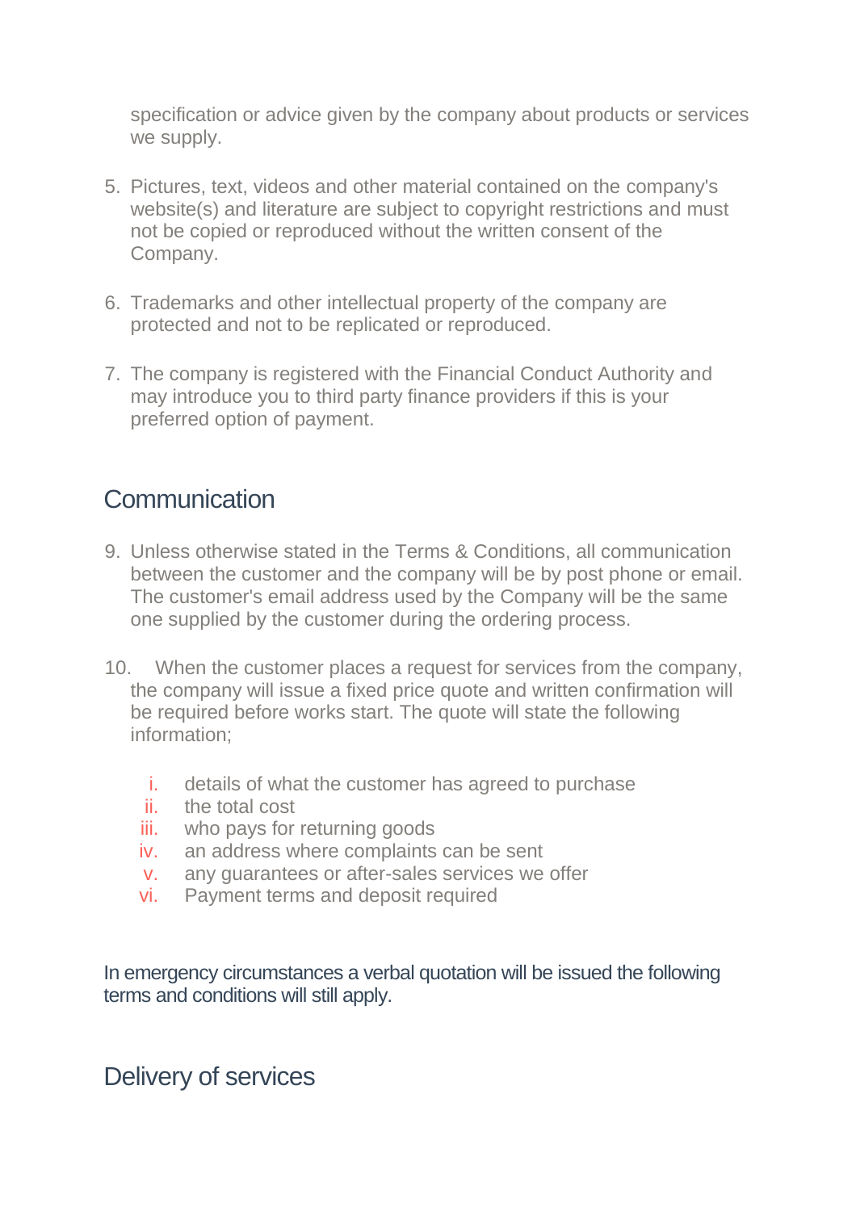specification or advice given by the company about products or services we supply.

5. Pictures, text, videos and other material contained on the company's website(s) and literature are subject to copyright restrictions and must not be copied or reproduced without the written consent of the Company.

6. Trademarks and other intellectual property of the company are protected and not to be replicated or reproduced.

7. The company is registered with the Financial Conduct Authority and may introduce you to third party finance providers if this is your preferred option of payment.

## Communication

9. Unless otherwise stated in the Terms & Conditions, all communication between the customer and the company will be by post phone or email. The customer's email address used by the Company will be the same one supplied by the customer during the ordering process.

10. When the customer places a request for services from the company, the company will issue a fixed price quote and written confirmation will be required before works start. The quote will state the following information;

    i. details of what the customer has agreed to purchase
    ii. the total cost
    iii. who pays for returning goods
    iv. an address where complaints can be sent
    v. any guarantees or after-sales services we offer
    vi. Payment terms and deposit required

In emergency circumstances a verbal quotation will be issued the following terms and conditions will still apply.

## Delivery of services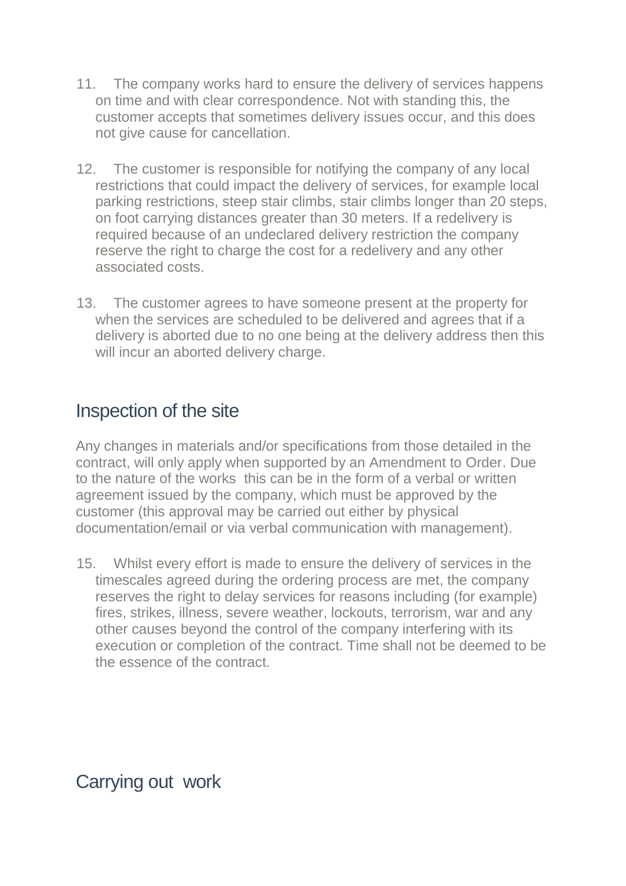11. The company works hard to ensure the delivery of services happens on time and with clear correspondence. Not with standing this, the customer accepts that sometimes delivery issues occur, and this does not give cause for cancellation.

12. The customer is responsible for notifying the company of any local restrictions that could impact the delivery of services, for example local parking restrictions, steep stair climbs, stair climbs longer than 20 steps, on foot carrying distances greater than 30 meters. If a redelivery is required because of an undeclared delivery restriction the company reserve the right to charge the cost for a redelivery and any other associated costs.

13. The customer agrees to have someone present at the property for when the services are scheduled to be delivered and agrees that if a delivery is aborted due to no one being at the delivery address then this will incur an aborted delivery charge.

## Inspection of the site

Any changes in materials and/or specifications from those detailed in the contract, will only apply when supported by an Amendment to Order. Due to the nature of the works this can be in the form of a verbal or written agreement issued by the company, which must be approved by the customer (this approval may be carried out either by physical documentation/email or via verbal communication with management).

15. Whilst every effort is made to ensure the delivery of services in the timescales agreed during the ordering process are met, the company reserves the right to delay services for reasons including (for example) fires, strikes, illness, severe weather, lockouts, terrorism, war and any other causes beyond the control of the company interfering with its execution or completion of the contract. Time shall not be deemed to be the essence of the contract.

## Carrying out work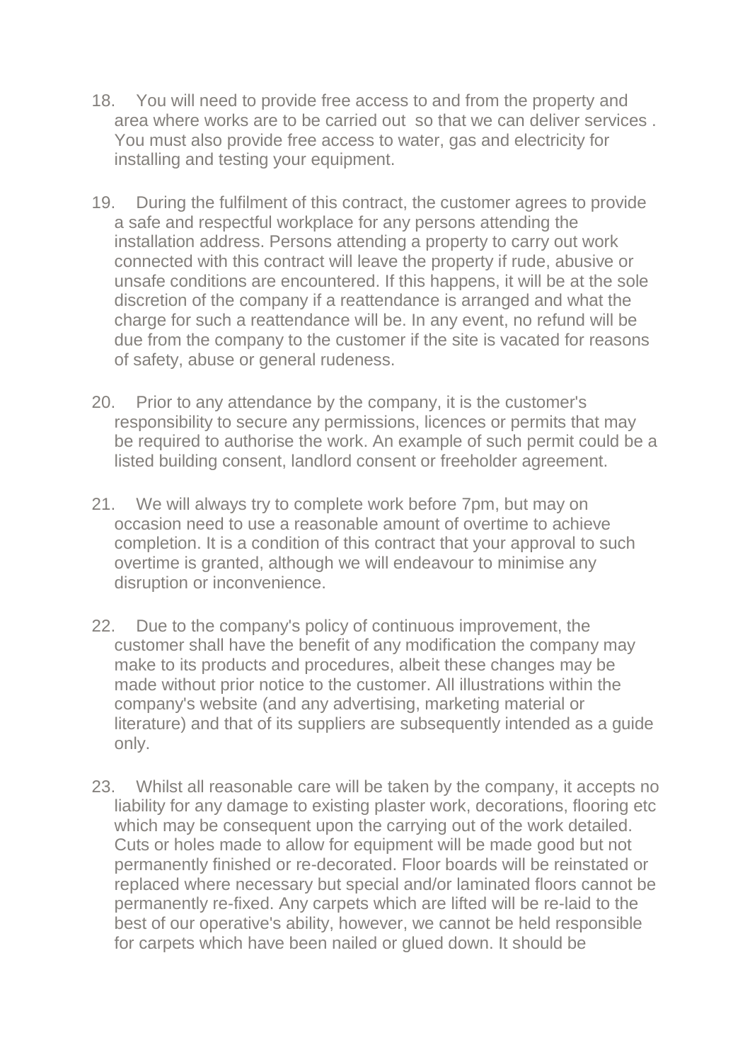18. You will need to provide free access to and from the property and area where works are to be carried out so that we can deliver services . You must also provide free access to water, gas and electricity for installing and testing your equipment.

19. During the fulfilment of this contract, the customer agrees to provide a safe and respectful workplace for any persons attending the installation address. Persons attending a property to carry out work connected with this contract will leave the property if rude, abusive or unsafe conditions are encountered. If this happens, it will be at the sole discretion of the company if a reattendance is arranged and what the charge for such a reattendance will be. In any event, no refund will be due from the company to the customer if the site is vacated for reasons of safety, abuse or general rudeness.

20. Prior to any attendance by the company, it is the customer's responsibility to secure any permissions, licences or permits that may be required to authorise the work. An example of such permit could be a listed building consent, landlord consent or freeholder agreement.

21. We will always try to complete work before 7pm, but may on occasion need to use a reasonable amount of overtime to achieve completion. It is a condition of this contract that your approval to such overtime is granted, although we will endeavour to minimise any disruption or inconvenience.

22. Due to the company's policy of continuous improvement, the customer shall have the benefit of any modification the company may make to its products and procedures, albeit these changes may be made without prior notice to the customer. All illustrations within the company's website (and any advertising, marketing material or literature) and that of its suppliers are subsequently intended as a guide only.

23. Whilst all reasonable care will be taken by the company, it accepts no liability for any damage to existing plaster work, decorations, flooring etc which may be consequent upon the carrying out of the work detailed. Cuts or holes made to allow for equipment will be made good but not permanently finished or re-decorated. Floor boards will be reinstated or replaced where necessary but special and/or laminated floors cannot be permanently re-fixed. Any carpets which are lifted will be re-laid to the best of our operative's ability, however, we cannot be held responsible for carpets which have been nailed or glued down. It should be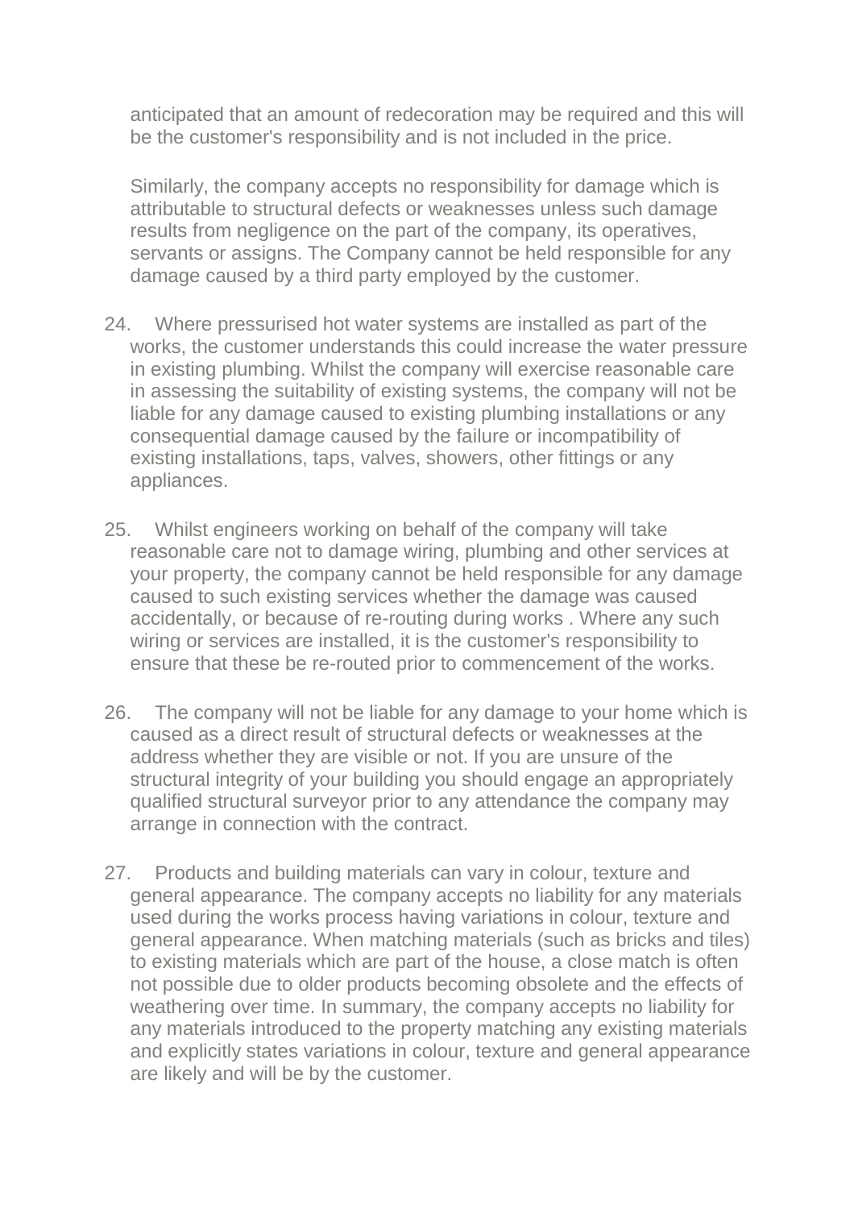anticipated that an amount of redecoration may be required and this will be the customer's responsibility and is not included in the price.

Similarly, the company accepts no responsibility for damage which is attributable to structural defects or weaknesses unless such damage results from negligence on the part of the company, its operatives, servants or assigns. The Company cannot be held responsible for any damage caused by a third party employed by the customer.

24. Where pressurised hot water systems are installed as part of the works, the customer understands this could increase the water pressure in existing plumbing. Whilst the company will exercise reasonable care in assessing the suitability of existing systems, the company will not be liable for any damage caused to existing plumbing installations or any consequential damage caused by the failure or incompatibility of existing installations, taps, valves, showers, other fittings or any appliances.

25. Whilst engineers working on behalf of the company will take reasonable care not to damage wiring, plumbing and other services at your property, the company cannot be held responsible for any damage caused to such existing services whether the damage was caused accidentally, or because of re-routing during works . Where any such wiring or services are installed, it is the customer's responsibility to ensure that these be re-routed prior to commencement of the works.

26. The company will not be liable for any damage to your home which is caused as a direct result of structural defects or weaknesses at the address whether they are visible or not. If you are unsure of the structural integrity of your building you should engage an appropriately qualified structural surveyor prior to any attendance the company may arrange in connection with the contract.

27. Products and building materials can vary in colour, texture and general appearance. The company accepts no liability for any materials used during the works process having variations in colour, texture and general appearance. When matching materials (such as bricks and tiles) to existing materials which are part of the house, a close match is often not possible due to older products becoming obsolete and the effects of weathering over time. In summary, the company accepts no liability for any materials introduced to the property matching any existing materials and explicitly states variations in colour, texture and general appearance are likely and will be by the customer.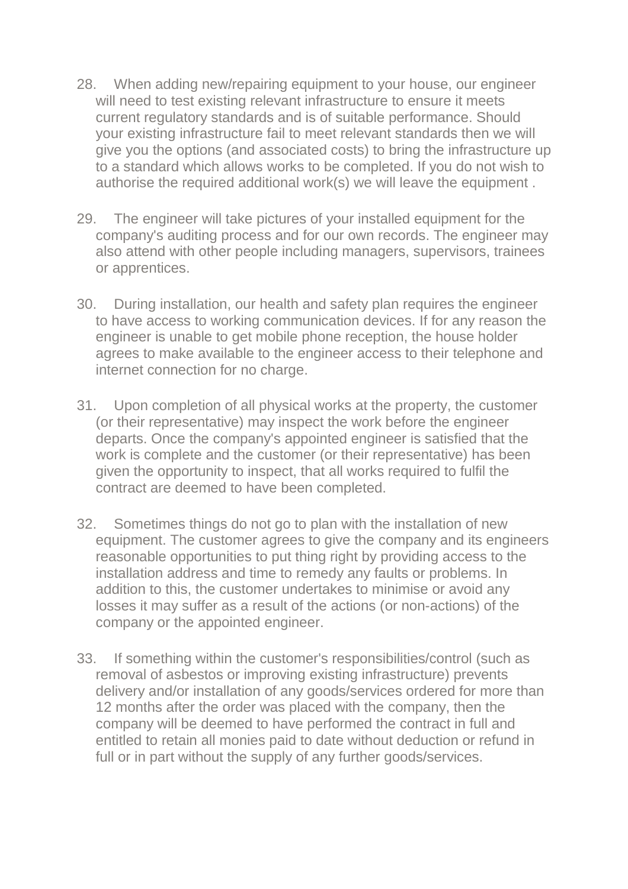28. When adding new/repairing equipment to your house, our engineer will need to test existing relevant infrastructure to ensure it meets current regulatory standards and is of suitable performance. Should your existing infrastructure fail to meet relevant standards then we will give you the options (and associated costs) to bring the infrastructure up to a standard which allows works to be completed. If you do not wish to authorise the required additional work(s) we will leave the equipment .

29. The engineer will take pictures of your installed equipment for the company's auditing process and for our own records. The engineer may also attend with other people including managers, supervisors, trainees or apprentices.

30. During installation, our health and safety plan requires the engineer to have access to working communication devices. If for any reason the engineer is unable to get mobile phone reception, the house holder agrees to make available to the engineer access to their telephone and internet connection for no charge.

31. Upon completion of all physical works at the property, the customer (or their representative) may inspect the work before the engineer departs. Once the company's appointed engineer is satisfied that the work is complete and the customer (or their representative) has been given the opportunity to inspect, that all works required to fulfil the contract are deemed to have been completed.

32. Sometimes things do not go to plan with the installation of new equipment. The customer agrees to give the company and its engineers reasonable opportunities to put thing right by providing access to the installation address and time to remedy any faults or problems. In addition to this, the customer undertakes to minimise or avoid any losses it may suffer as a result of the actions (or non-actions) of the company or the appointed engineer.

33. If something within the customer's responsibilities/control (such as removal of asbestos or improving existing infrastructure) prevents delivery and/or installation of any goods/services ordered for more than 12 months after the order was placed with the company, then the company will be deemed to have performed the contract in full and entitled to retain all monies paid to date without deduction or refund in full or in part without the supply of any further goods/services.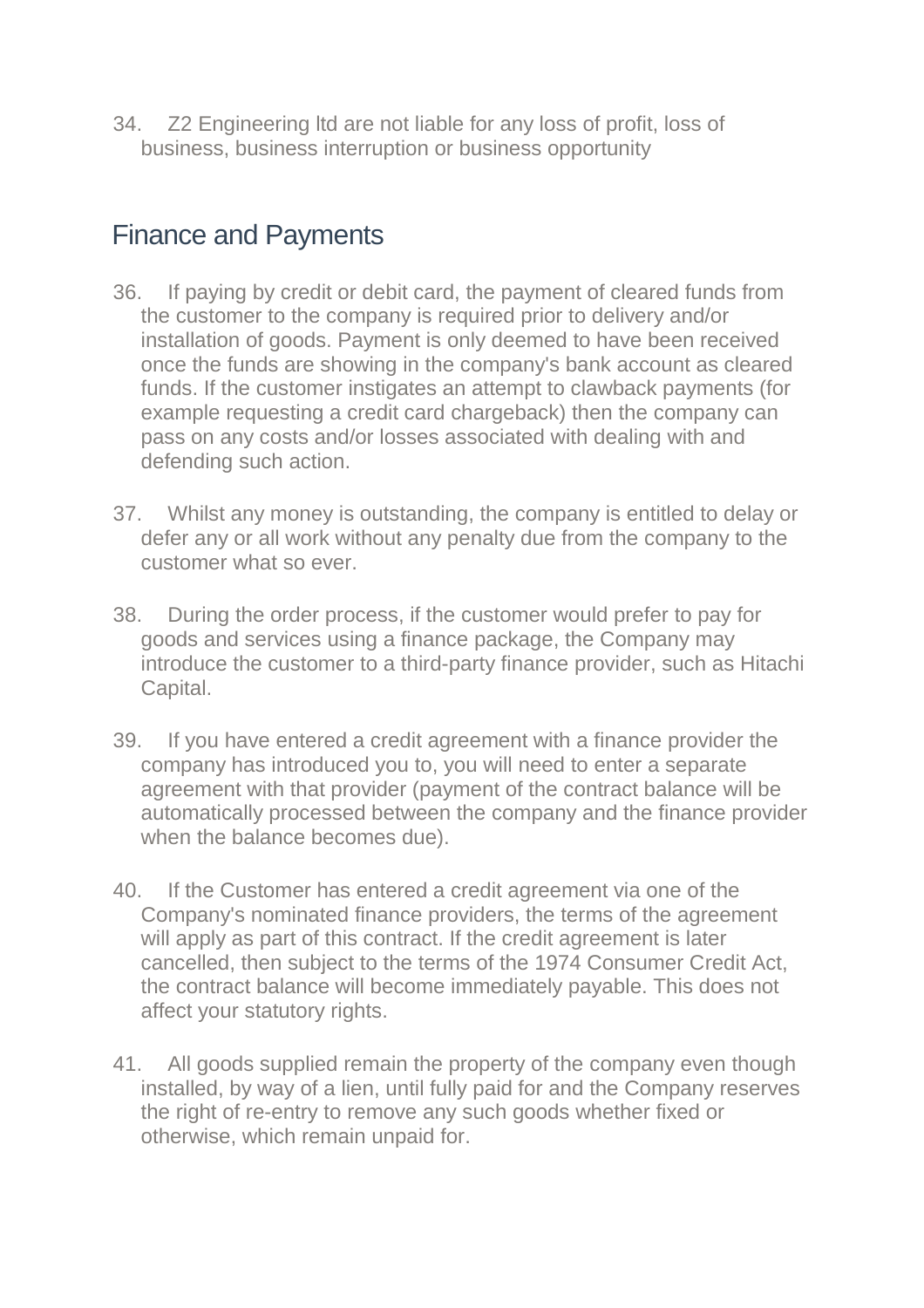34. Z2 Engineering ltd are not liable for any loss of profit, loss of business, business interruption or business opportunity

## Finance and Payments

36. If paying by credit or debit card, the payment of cleared funds from the customer to the company is required prior to delivery and/or installation of goods. Payment is only deemed to have been received once the funds are showing in the company's bank account as cleared funds. If the customer instigates an attempt to clawback payments (for example requesting a credit card chargeback) then the company can pass on any costs and/or losses associated with dealing with and defending such action.

37. Whilst any money is outstanding, the company is entitled to delay or defer any or all work without any penalty due from the company to the customer what so ever.

38. During the order process, if the customer would prefer to pay for goods and services using a finance package, the Company may introduce the customer to a third-party finance provider, such as Hitachi Capital.

39. If you have entered a credit agreement with a finance provider the company has introduced you to, you will need to enter a separate agreement with that provider (payment of the contract balance will be automatically processed between the company and the finance provider when the balance becomes due).

40. If the Customer has entered a credit agreement via one of the Company's nominated finance providers, the terms of the agreement will apply as part of this contract. If the credit agreement is later cancelled, then subject to the terms of the 1974 Consumer Credit Act, the contract balance will become immediately payable. This does not affect your statutory rights.

41. All goods supplied remain the property of the company even though installed, by way of a lien, until fully paid for and the Company reserves the right of re-entry to remove any such goods whether fixed or otherwise, which remain unpaid for.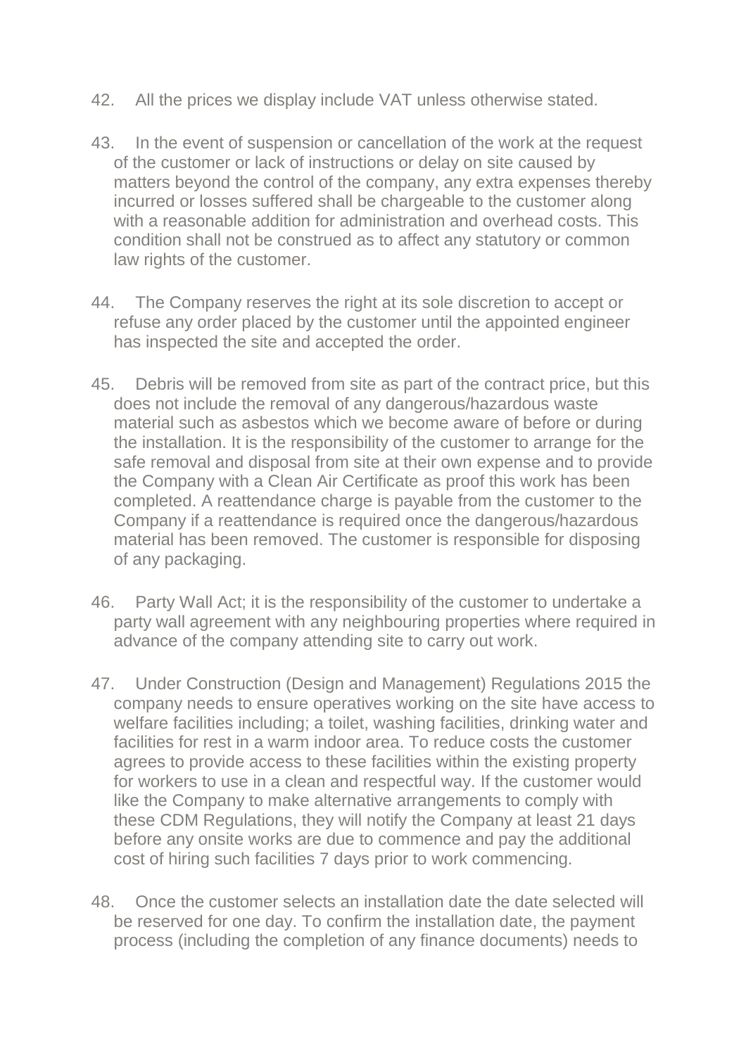42. All the prices we display include VAT unless otherwise stated.

43. In the event of suspension or cancellation of the work at the request of the customer or lack of instructions or delay on site caused by matters beyond the control of the company, any extra expenses thereby incurred or losses suffered shall be chargeable to the customer along with a reasonable addition for administration and overhead costs. This condition shall not be construed as to affect any statutory or common law rights of the customer.

44. The Company reserves the right at its sole discretion to accept or refuse any order placed by the customer until the appointed engineer has inspected the site and accepted the order.

45. Debris will be removed from site as part of the contract price, but this does not include the removal of any dangerous/hazardous waste material such as asbestos which we become aware of before or during the installation. It is the responsibility of the customer to arrange for the safe removal and disposal from site at their own expense and to provide the Company with a Clean Air Certificate as proof this work has been completed. A reattendance charge is payable from the customer to the Company if a reattendance is required once the dangerous/hazardous material has been removed. The customer is responsible for disposing of any packaging.

46. Party Wall Act; it is the responsibility of the customer to undertake a party wall agreement with any neighbouring properties where required in advance of the company attending site to carry out work.

47. Under Construction (Design and Management) Regulations 2015 the company needs to ensure operatives working on the site have access to welfare facilities including; a toilet, washing facilities, drinking water and facilities for rest in a warm indoor area. To reduce costs the customer agrees to provide access to these facilities within the existing property for workers to use in a clean and respectful way. If the customer would like the Company to make alternative arrangements to comply with these CDM Regulations, they will notify the Company at least 21 days before any onsite works are due to commence and pay the additional cost of hiring such facilities 7 days prior to work commencing.

48. Once the customer selects an installation date the date selected will be reserved for one day. To confirm the installation date, the payment process (including the completion of any finance documents) needs to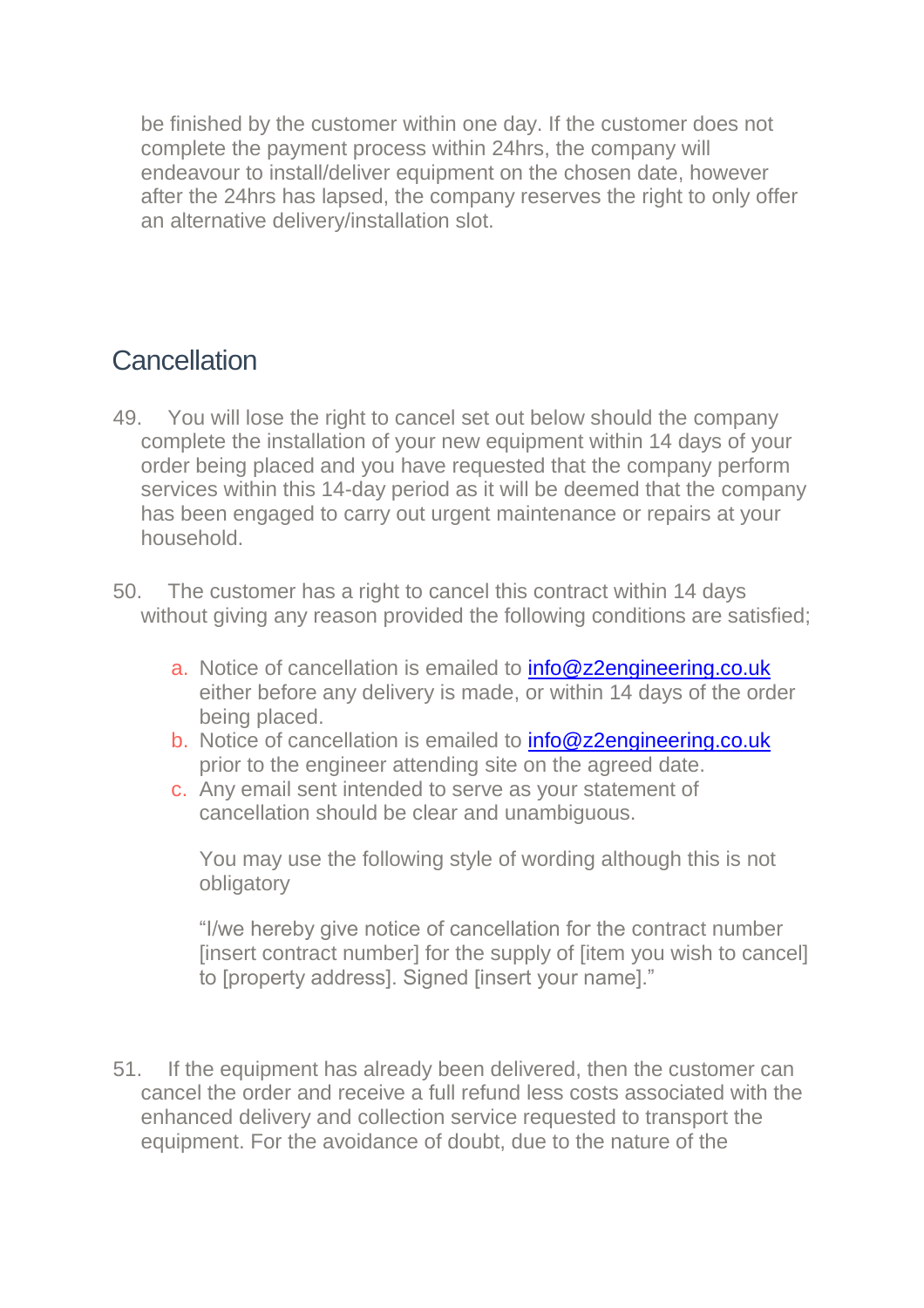be finished by the customer within one day. If the customer does not complete the payment process within 24hrs, the company will endeavour to install/deliver equipment on the chosen date, however after the 24hrs has lapsed, the company reserves the right to only offer an alternative delivery/installation slot.

## Cancellation

49. You will lose the right to cancel set out below should the company complete the installation of your new equipment within 14 days of your order being placed and you have requested that the company perform services within this 14-day period as it will be deemed that the company has been engaged to carry out urgent maintenance or repairs at your household.

50. The customer has a right to cancel this contract within 14 days without giving any reason provided the following conditions are satisfied;

    a. Notice of cancellation is emailed to [info@z2engineering.co.uk](mailto:info@z2engineering.co.uk) either before any delivery is made, or within 14 days of the order being placed.
    b. Notice of cancellation is emailed to [info@z2engineering.co.uk](mailto:info@z2engineering.co.uk) prior to the engineer attending site on the agreed date.
    c. Any email sent intended to serve as your statement of cancellation should be clear and unambiguous.

       You may use the following style of wording although this is not obligatory

       "I/we hereby give notice of cancellation for the contract number [insert contract number] for the supply of [item you wish to cancel] to [property address]. Signed [insert your name]."

51. If the equipment has already been delivered, then the customer can cancel the order and receive a full refund less costs associated with the enhanced delivery and collection service requested to transport the equipment. For the avoidance of doubt, due to the nature of the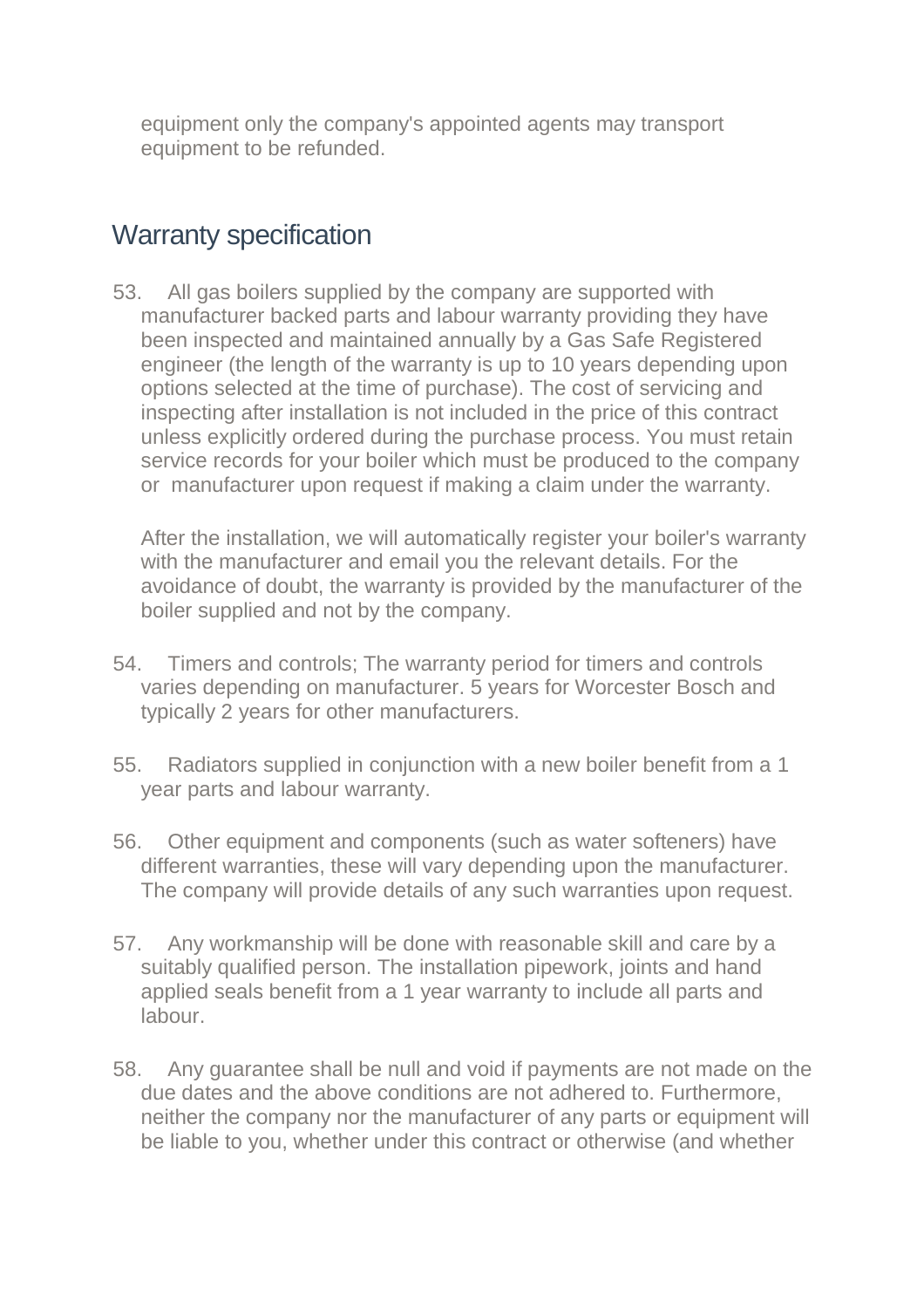equipment only the company's appointed agents may transport equipment to be refunded.

## Warranty specification

53. All gas boilers supplied by the company are supported with manufacturer backed parts and labour warranty providing they have been inspected and maintained annually by a Gas Safe Registered engineer (the length of the warranty is up to 10 years depending upon options selected at the time of purchase). The cost of servicing and inspecting after installation is not included in the price of this contract unless explicitly ordered during the purchase process. You must retain service records for your boiler which must be produced to the company or manufacturer upon request if making a claim under the warranty.

    After the installation, we will automatically register your boiler's warranty with the manufacturer and email you the relevant details. For the avoidance of doubt, the warranty is provided by the manufacturer of the boiler supplied and not by the company.

54. Timers and controls; The warranty period for timers and controls varies depending on manufacturer. 5 years for Worcester Bosch and typically 2 years for other manufacturers.

55. Radiators supplied in conjunction with a new boiler benefit from a 1 year parts and labour warranty.

56. Other equipment and components (such as water softeners) have different warranties, these will vary depending upon the manufacturer. The company will provide details of any such warranties upon request.

57. Any workmanship will be done with reasonable skill and care by a suitably qualified person. The installation pipework, joints and hand applied seals benefit from a 1 year warranty to include all parts and labour.

58. Any guarantee shall be null and void if payments are not made on the due dates and the above conditions are not adhered to. Furthermore, neither the company nor the manufacturer of any parts or equipment will be liable to you, whether under this contract or otherwise (and whether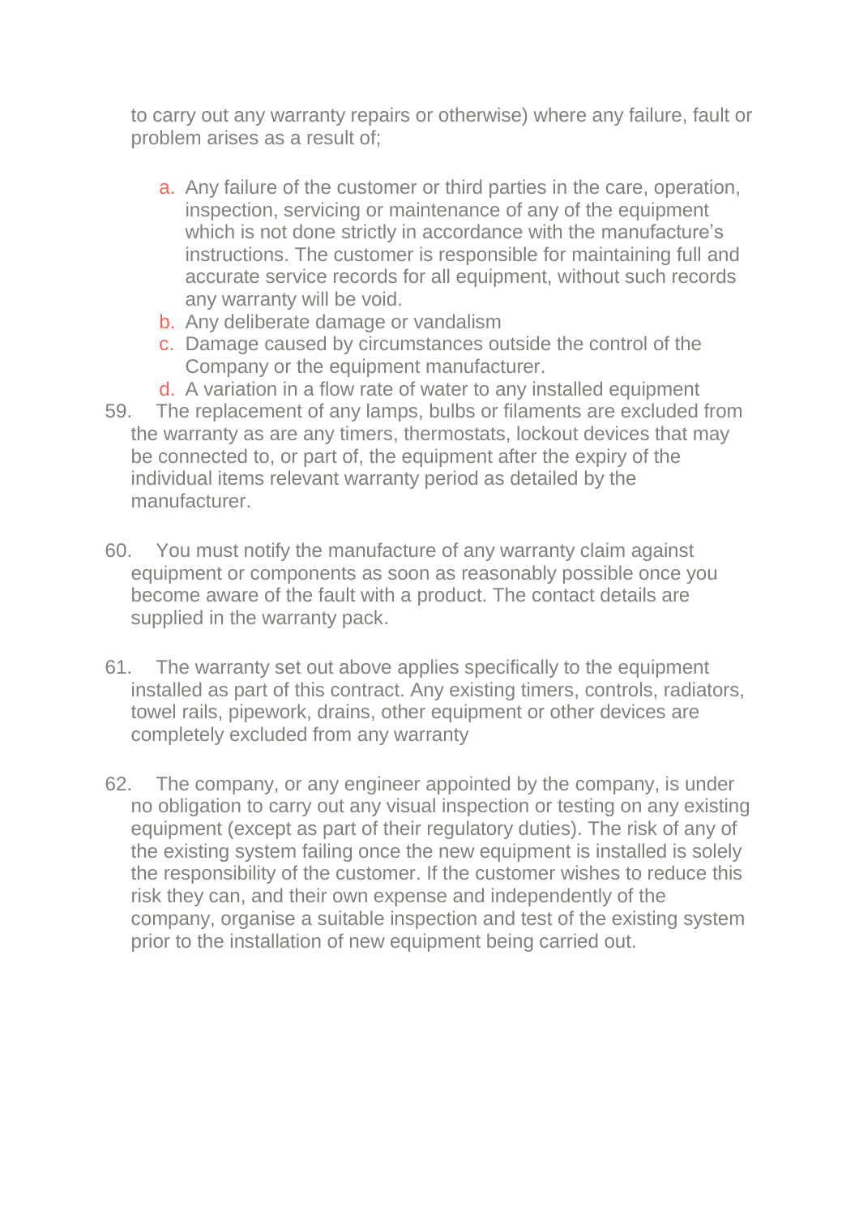to carry out any warranty repairs or otherwise) where any failure, fault or problem arises as a result of;

a. Any failure of the customer or third parties in the care, operation, inspection, servicing or maintenance of any of the equipment which is not done strictly in accordance with the manufacture's instructions. The customer is responsible for maintaining full and accurate service records for all equipment, without such records any warranty will be void.
b. Any deliberate damage or vandalism
c. Damage caused by circumstances outside the control of the Company or the equipment manufacturer.
d. A variation in a flow rate of water to any installed equipment

59. The replacement of any lamps, bulbs or filaments are excluded from the warranty as are any timers, thermostats, lockout devices that may be connected to, or part of, the equipment after the expiry of the individual items relevant warranty period as detailed by the manufacturer.

60. You must notify the manufacture of any warranty claim against equipment or components as soon as reasonably possible once you become aware of the fault with a product. The contact details are supplied in the warranty pack.

61. The warranty set out above applies specifically to the equipment installed as part of this contract. Any existing timers, controls, radiators, towel rails, pipework, drains, other equipment or other devices are completely excluded from any warranty

62. The company, or any engineer appointed by the company, is under no obligation to carry out any visual inspection or testing on any existing equipment (except as part of their regulatory duties). The risk of any of the existing system failing once the new equipment is installed is solely the responsibility of the customer. If the customer wishes to reduce this risk they can, and their own expense and independently of the company, organise a suitable inspection and test of the existing system prior to the installation of new equipment being carried out.